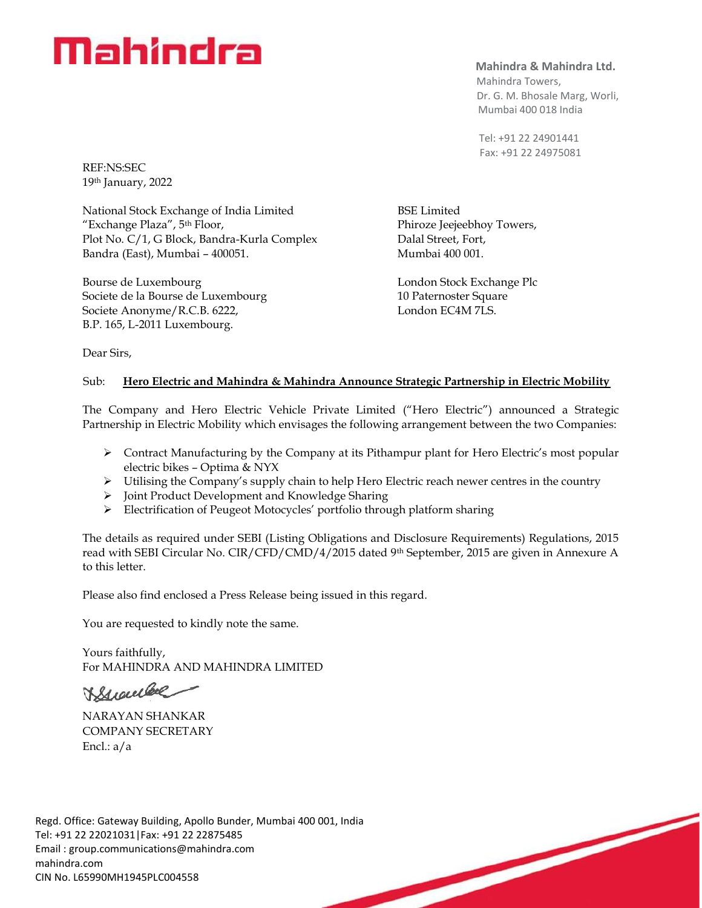# Mahindra

**Mahindra & Mahindra Ltd.**
Mahindra Towers,
Dr. G. M. Bhosale Marg, Worli,
Mumbai 400 018 India

Tel: +91 22 24901441
Fax: +91 22 24975081

REF:NS:SEC
19th January, 2022

National Stock Exchange of India Limited
"Exchange Plaza", 5th Floor,
Plot No. C/1, G Block, Bandra-Kurla Complex
Bandra (East), Mumbai – 400051.

BSE Limited
Phiroze Jeejeebhoy Towers,
Dalal Street, Fort,
Mumbai 400 001.

Bourse de Luxembourg
Societe de la Bourse de Luxembourg
Societe Anonyme/R.C.B. 6222,
B.P. 165, L-2011 Luxembourg.

London Stock Exchange Plc
10 Paternoster Square
London EC4M 7LS.

Dear Sirs,

Sub: **Hero Electric and Mahindra & Mahindra Announce Strategic Partnership in Electric Mobility**

The Company and Hero Electric Vehicle Private Limited ("Hero Electric") announced a Strategic Partnership in Electric Mobility which envisages the following arrangement between the two Companies:

- Contract Manufacturing by the Company at its Pithampur plant for Hero Electric's most popular electric bikes – Optima & NYX
- Utilising the Company's supply chain to help Hero Electric reach newer centres in the country
- Joint Product Development and Knowledge Sharing
- Electrification of Peugeot Motocycles' portfolio through platform sharing

The details as required under SEBI (Listing Obligations and Disclosure Requirements) Regulations, 2015 read with SEBI Circular No. CIR/CFD/CMD/4/2015 dated 9th September, 2015 are given in Annexure A to this letter.

Please also find enclosed a Press Release being issued in this regard.

You are requested to kindly note the same.

Yours faithfully,
For MAHINDRA AND MAHINDRA LIMITED

NARAYAN SHANKAR
COMPANY SECRETARY
Encl.: a/a

Regd. Office: Gateway Building, Apollo Bunder, Mumbai 400 001, India
Tel: +91 22 22021031|Fax: +91 22 22875485
Email : group.communications@mahindra.com
mahindra.com
CIN No. L65990MH1945PLC004558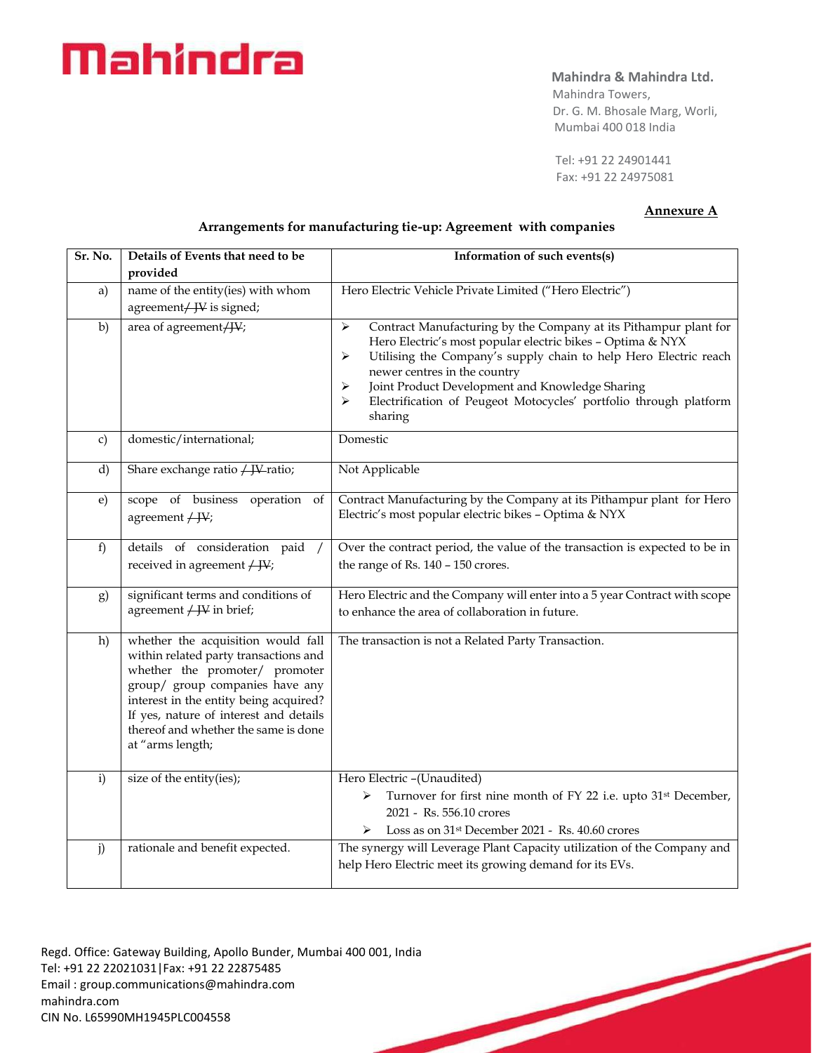**Mahindra & Mahindra Ltd.**
Mahindra Towers,
Dr. G. M. Bhosale Marg, Worli,
Mumbai 400 018 India

Tel: +91 22 24901441
Fax: +91 22 24975081

**Annexure A**

**Arrangements for manufacturing tie-up: Agreement with companies**

| Sr. No. | Details of Events that need to be provided | Information of such events(s) |
|---|---|---|
| a) | name of the entity(ies) with whom agreement~~/ JV~~ is signed; | Hero Electric Vehicle Private Limited ("Hero Electric") |
| b) | area of agreement~~/JV~~; | ➢ Contract Manufacturing by the Company at its Pithampur plant for Hero Electric's most popular electric bikes – Optima & NYX<br>➢ Utilising the Company's supply chain to help Hero Electric reach newer centres in the country<br>➢ Joint Product Development and Knowledge Sharing<br>➢ Electrification of Peugeot Motocycles' portfolio through platform sharing |
| c) | domestic/international; | Domestic |
| d) | Share exchange ratio ~~/ JV~~ ratio; | Not Applicable |
| e) | scope of business operation of agreement ~~/ JV~~; | Contract Manufacturing by the Company at its Pithampur plant for Hero Electric's most popular electric bikes – Optima & NYX |
| f) | details of consideration paid / received in agreement ~~/ JV~~; | Over the contract period, the value of the transaction is expected to be in the range of Rs. 140 – 150 crores. |
| g) | significant terms and conditions of agreement ~~/ JV~~ in brief; | Hero Electric and the Company will enter into a 5 year Contract with scope to enhance the area of collaboration in future. |
| h) | whether the acquisition would fall within related party transactions and whether the promoter/ promoter group/ group companies have any interest in the entity being acquired? If yes, nature of interest and details thereof and whether the same is done at "arms length; | The transaction is not a Related Party Transaction. |
| i) | size of the entity(ies); | Hero Electric –(Unaudited)<br>➢ Turnover for first nine month of FY 22 i.e. upto 31st December, 2021 - Rs. 556.10 crores<br>➢ Loss as on 31st December 2021 - Rs. 40.60 crores |
| j) | rationale and benefit expected. | The synergy will Leverage Plant Capacity utilization of the Company and help Hero Electric meet its growing demand for its EVs. |

Regd. Office: Gateway Building, Apollo Bunder, Mumbai 400 001, India
Tel: +91 22 22021031|Fax: +91 22 22875485
Email : group.communications@mahindra.com
mahindra.com
CIN No. L65990MH1945PLC004558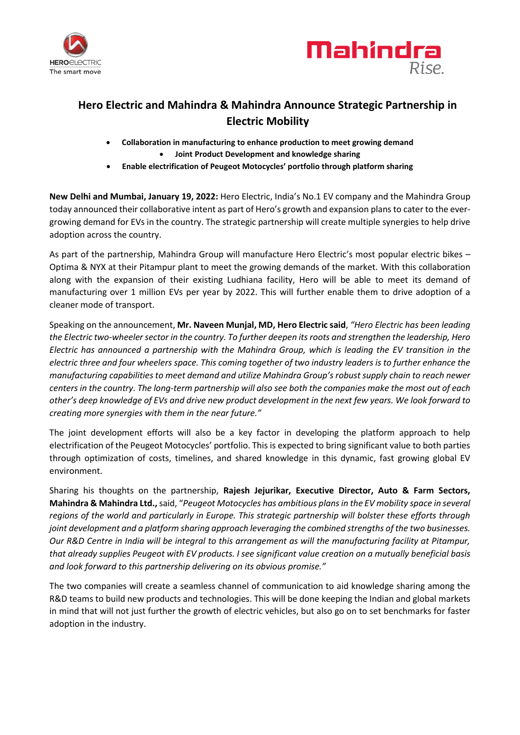# Hero Electric and Mahindra & Mahindra Announce Strategic Partnership in Electric Mobility

- **Collaboration in manufacturing to enhance production to meet growing demand**
- **Joint Product Development and knowledge sharing**
- **Enable electrification of Peugeot Motocycles' portfolio through platform sharing**

**New Delhi and Mumbai, January 19, 2022:** Hero Electric, India's No.1 EV company and the Mahindra Group today announced their collaborative intent as part of Hero's growth and expansion plans to cater to the ever-growing demand for EVs in the country. The strategic partnership will create multiple synergies to help drive adoption across the country.

As part of the partnership, Mahindra Group will manufacture Hero Electric's most popular electric bikes – Optima & NYX at their Pitampur plant to meet the growing demands of the market. With this collaboration along with the expansion of their existing Ludhiana facility, Hero will be able to meet its demand of manufacturing over 1 million EVs per year by 2022. This will further enable them to drive adoption of a cleaner mode of transport.

Speaking on the announcement, **Mr. Naveen Munjal, MD, Hero Electric said**, *"Hero Electric has been leading the Electric two-wheeler sector in the country. To further deepen its roots and strengthen the leadership, Hero Electric has announced a partnership with the Mahindra Group, which is leading the EV transition in the electric three and four wheelers space. This coming together of two industry leaders is to further enhance the manufacturing capabilities to meet demand and utilize Mahindra Group's robust supply chain to reach newer centers in the country. The long-term partnership will also see both the companies make the most out of each other's deep knowledge of EVs and drive new product development in the next few years. We look forward to creating more synergies with them in the near future."*

The joint development efforts will also be a key factor in developing the platform approach to help electrification of the Peugeot Motocycles' portfolio. This is expected to bring significant value to both parties through optimization of costs, timelines, and shared knowledge in this dynamic, fast growing global EV environment.

Sharing his thoughts on the partnership, **Rajesh Jejurikar, Executive Director, Auto & Farm Sectors, Mahindra & Mahindra Ltd.,** said, "*Peugeot Motocycles has ambitious plans in the EV mobility space in several regions of the world and particularly in Europe. This strategic partnership will bolster these efforts through joint development and a platform sharing approach leveraging the combined strengths of the two businesses. Our R&D Centre in India will be integral to this arrangement as will the manufacturing facility at Pitampur, that already supplies Peugeot with EV products. I see significant value creation on a mutually beneficial basis and look forward to this partnership delivering on its obvious promise."*

The two companies will create a seamless channel of communication to aid knowledge sharing among the R&D teams to build new products and technologies. This will be done keeping the Indian and global markets in mind that will not just further the growth of electric vehicles, but also go on to set benchmarks for faster adoption in the industry.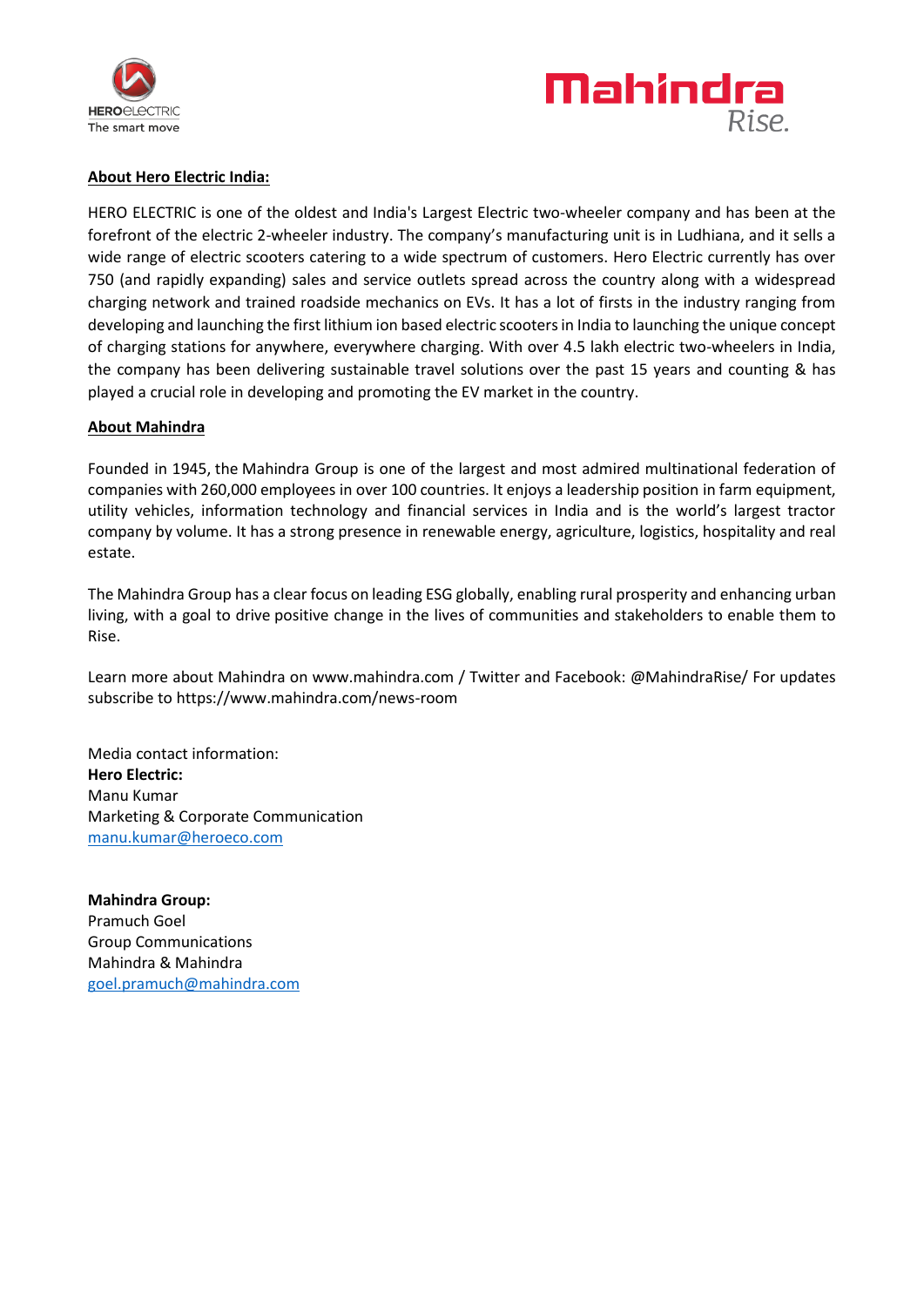**About Hero Electric India:**

HERO ELECTRIC is one of the oldest and India's Largest Electric two-wheeler company and has been at the forefront of the electric 2-wheeler industry. The company's manufacturing unit is in Ludhiana, and it sells a wide range of electric scooters catering to a wide spectrum of customers. Hero Electric currently has over 750 (and rapidly expanding) sales and service outlets spread across the country along with a widespread charging network and trained roadside mechanics on EVs. It has a lot of firsts in the industry ranging from developing and launching the first lithium ion based electric scooters in India to launching the unique concept of charging stations for anywhere, everywhere charging. With over 4.5 lakh electric two-wheelers in India, the company has been delivering sustainable travel solutions over the past 15 years and counting & has played a crucial role in developing and promoting the EV market in the country.

**About Mahindra**

Founded in 1945, the Mahindra Group is one of the largest and most admired multinational federation of companies with 260,000 employees in over 100 countries. It enjoys a leadership position in farm equipment, utility vehicles, information technology and financial services in India and is the world's largest tractor company by volume. It has a strong presence in renewable energy, agriculture, logistics, hospitality and real estate.

The Mahindra Group has a clear focus on leading ESG globally, enabling rural prosperity and enhancing urban living, with a goal to drive positive change in the lives of communities and stakeholders to enable them to Rise.

Learn more about Mahindra on www.mahindra.com / Twitter and Facebook: @MahindraRise/ For updates subscribe to https://www.mahindra.com/news-room

Media contact information:
**Hero Electric:**
Manu Kumar
Marketing & Corporate Communication
manu.kumar@heroeco.com

**Mahindra Group:**
Pramuch Goel
Group Communications
Mahindra & Mahindra
goel.pramuch@mahindra.com